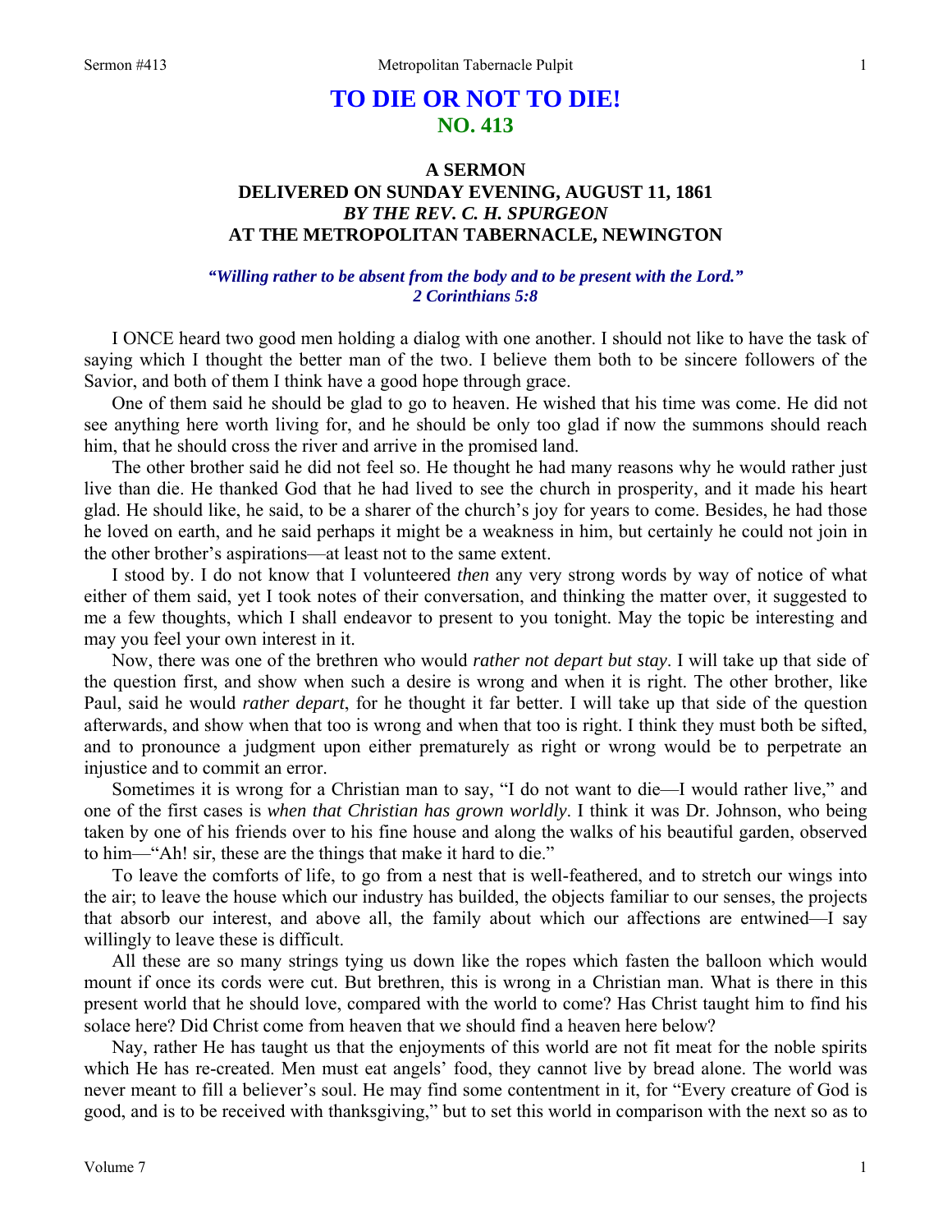# TO DIE OR NOT TO DIE!
## NO. 413

### A SERMON
### DELIVERED ON SUNDAY EVENING, AUGUST 11, 1861
### *BY THE REV. C. H. SPURGEON*
### AT THE METROPOLITAN TABERNACLE, NEWINGTON

***"Willing rather to be absent from the body and to be present with the Lord." 2 Corinthians 5:8***

I ONCE heard two good men holding a dialog with one another. I should not like to have the task of saying which I thought the better man of the two. I believe them both to be sincere followers of the Savior, and both of them I think have a good hope through grace.

One of them said he should be glad to go to heaven. He wished that his time was come. He did not see anything here worth living for, and he should be only too glad if now the summons should reach him, that he should cross the river and arrive in the promised land.

The other brother said he did not feel so. He thought he had many reasons why he would rather just live than die. He thanked God that he had lived to see the church in prosperity, and it made his heart glad. He should like, he said, to be a sharer of the church's joy for years to come. Besides, he had those he loved on earth, and he said perhaps it might be a weakness in him, but certainly he could not join in the other brother's aspirations—at least not to the same extent.

I stood by. I do not know that I volunteered *then* any very strong words by way of notice of what either of them said, yet I took notes of their conversation, and thinking the matter over, it suggested to me a few thoughts, which I shall endeavor to present to you tonight. May the topic be interesting and may you feel your own interest in it.

Now, there was one of the brethren who would *rather not depart but stay*. I will take up that side of the question first, and show when such a desire is wrong and when it is right. The other brother, like Paul, said he would *rather depart*, for he thought it far better. I will take up that side of the question afterwards, and show when that too is wrong and when that too is right. I think they must both be sifted, and to pronounce a judgment upon either prematurely as right or wrong would be to perpetrate an injustice and to commit an error.

Sometimes it is wrong for a Christian man to say, "I do not want to die—I would rather live," and one of the first cases is *when that Christian has grown worldly*. I think it was Dr. Johnson, who being taken by one of his friends over to his fine house and along the walks of his beautiful garden, observed to him—"Ah! sir, these are the things that make it hard to die."

To leave the comforts of life, to go from a nest that is well-feathered, and to stretch our wings into the air; to leave the house which our industry has builded, the objects familiar to our senses, the projects that absorb our interest, and above all, the family about which our affections are entwined—I say willingly to leave these is difficult.

All these are so many strings tying us down like the ropes which fasten the balloon which would mount if once its cords were cut. But brethren, this is wrong in a Christian man. What is there in this present world that he should love, compared with the world to come? Has Christ taught him to find his solace here? Did Christ come from heaven that we should find a heaven here below?

Nay, rather He has taught us that the enjoyments of this world are not fit meat for the noble spirits which He has re-created. Men must eat angels' food, they cannot live by bread alone. The world was never meant to fill a believer's soul. He may find some contentment in it, for "Every creature of God is good, and is to be received with thanksgiving," but to set this world in comparison with the next so as to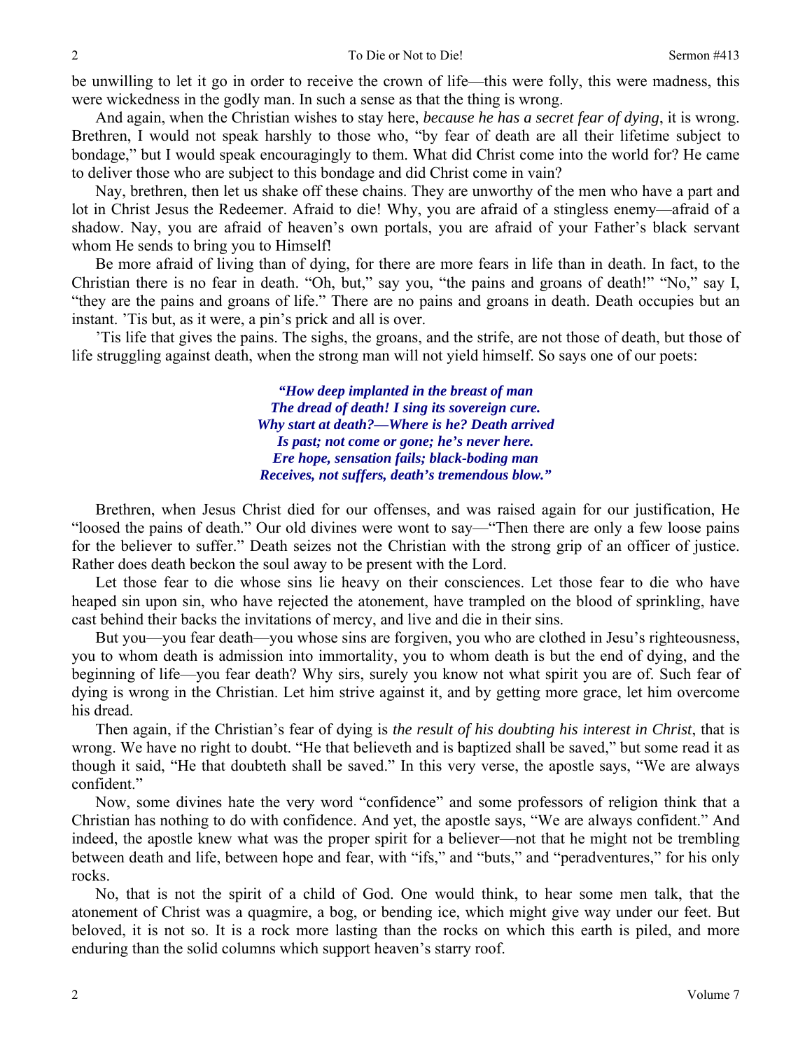be unwilling to let it go in order to receive the crown of life—this were folly, this were madness, this were wickedness in the godly man. In such a sense as that the thing is wrong.

And again, when the Christian wishes to stay here, *because he has a secret fear of dying*, it is wrong. Brethren, I would not speak harshly to those who, "by fear of death are all their lifetime subject to bondage," but I would speak encouragingly to them. What did Christ come into the world for? He came to deliver those who are subject to this bondage and did Christ come in vain?

Nay, brethren, then let us shake off these chains. They are unworthy of the men who have a part and lot in Christ Jesus the Redeemer. Afraid to die! Why, you are afraid of a stingless enemy—afraid of a shadow. Nay, you are afraid of heaven's own portals, you are afraid of your Father's black servant whom He sends to bring you to Himself!

Be more afraid of living than of dying, for there are more fears in life than in death. In fact, to the Christian there is no fear in death. "Oh, but," say you, "the pains and groans of death!" "No," say I, "they are the pains and groans of life." There are no pains and groans in death. Death occupies but an instant. 'Tis but, as it were, a pin's prick and all is over.

'Tis life that gives the pains. The sighs, the groans, and the strife, are not those of death, but those of life struggling against death, when the strong man will not yield himself. So says one of our poets:

> ***"How deep implanted in the breast of man***
> ***The dread of death! I sing its sovereign cure.***
> ***Why start at death?—Where is he? Death arrived***
> ***Is past; not come or gone; he's never here.***
> ***Ere hope, sensation fails; black-boding man***
> ***Receives, not suffers, death's tremendous blow."***

Brethren, when Jesus Christ died for our offenses, and was raised again for our justification, He "loosed the pains of death." Our old divines were wont to say—"Then there are only a few loose pains for the believer to suffer." Death seizes not the Christian with the strong grip of an officer of justice. Rather does death beckon the soul away to be present with the Lord.

Let those fear to die whose sins lie heavy on their consciences. Let those fear to die who have heaped sin upon sin, who have rejected the atonement, have trampled on the blood of sprinkling, have cast behind their backs the invitations of mercy, and live and die in their sins.

But you—you fear death—you whose sins are forgiven, you who are clothed in Jesu's righteousness, you to whom death is admission into immortality, you to whom death is but the end of dying, and the beginning of life—you fear death? Why sirs, surely you know not what spirit you are of. Such fear of dying is wrong in the Christian. Let him strive against it, and by getting more grace, let him overcome his dread.

Then again, if the Christian's fear of dying is *the result of his doubting his interest in Christ*, that is wrong. We have no right to doubt. "He that believeth and is baptized shall be saved," but some read it as though it said, "He that doubteth shall be saved." In this very verse, the apostle says, "We are always confident."

Now, some divines hate the very word "confidence" and some professors of religion think that a Christian has nothing to do with confidence. And yet, the apostle says, "We are always confident." And indeed, the apostle knew what was the proper spirit for a believer—not that he might not be trembling between death and life, between hope and fear, with "ifs," and "buts," and "peradventures," for his only rocks.

No, that is not the spirit of a child of God. One would think, to hear some men talk, that the atonement of Christ was a quagmire, a bog, or bending ice, which might give way under our feet. But beloved, it is not so. It is a rock more lasting than the rocks on which this earth is piled, and more enduring than the solid columns which support heaven's starry roof.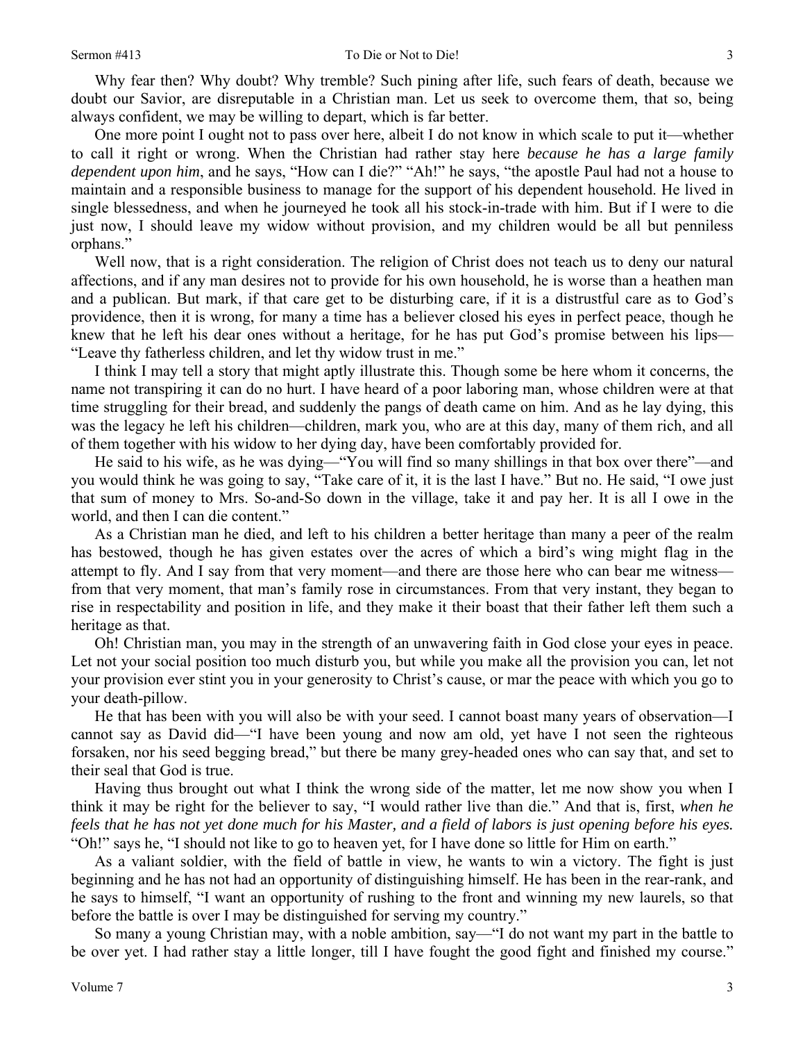Why fear then? Why doubt? Why tremble? Such pining after life, such fears of death, because we doubt our Savior, are disreputable in a Christian man. Let us seek to overcome them, that so, being always confident, we may be willing to depart, which is far better.

One more point I ought not to pass over here, albeit I do not know in which scale to put it—whether to call it right or wrong. When the Christian had rather stay here *because he has a large family dependent upon him*, and he says, "How can I die?" "Ah!" he says, "the apostle Paul had not a house to maintain and a responsible business to manage for the support of his dependent household. He lived in single blessedness, and when he journeyed he took all his stock-in-trade with him. But if I were to die just now, I should leave my widow without provision, and my children would be all but penniless orphans."

Well now, that is a right consideration. The religion of Christ does not teach us to deny our natural affections, and if any man desires not to provide for his own household, he is worse than a heathen man and a publican. But mark, if that care get to be disturbing care, if it is a distrustful care as to God's providence, then it is wrong, for many a time has a believer closed his eyes in perfect peace, though he knew that he left his dear ones without a heritage, for he has put God's promise between his lips—"Leave thy fatherless children, and let thy widow trust in me."

I think I may tell a story that might aptly illustrate this. Though some be here whom it concerns, the name not transpiring it can do no hurt. I have heard of a poor laboring man, whose children were at that time struggling for their bread, and suddenly the pangs of death came on him. And as he lay dying, this was the legacy he left his children—children, mark you, who are at this day, many of them rich, and all of them together with his widow to her dying day, have been comfortably provided for.

He said to his wife, as he was dying—"You will find so many shillings in that box over there"—and you would think he was going to say, "Take care of it, it is the last I have." But no. He said, "I owe just that sum of money to Mrs. So-and-So down in the village, take it and pay her. It is all I owe in the world, and then I can die content."

As a Christian man he died, and left to his children a better heritage than many a peer of the realm has bestowed, though he has given estates over the acres of which a bird's wing might flag in the attempt to fly. And I say from that very moment—and there are those here who can bear me witness—from that very moment, that man's family rose in circumstances. From that very instant, they began to rise in respectability and position in life, and they make it their boast that their father left them such a heritage as that.

Oh! Christian man, you may in the strength of an unwavering faith in God close your eyes in peace. Let not your social position too much disturb you, but while you make all the provision you can, let not your provision ever stint you in your generosity to Christ's cause, or mar the peace with which you go to your death-pillow.

He that has been with you will also be with your seed. I cannot boast many years of observation—I cannot say as David did—"I have been young and now am old, yet have I not seen the righteous forsaken, nor his seed begging bread," but there be many grey-headed ones who can say that, and set to their seal that God is true.

Having thus brought out what I think the wrong side of the matter, let me now show you when I think it may be right for the believer to say, "I would rather live than die." And that is, first, *when he feels that he has not yet done much for his Master, and a field of labors is just opening before his eyes.* "Oh!" says he, "I should not like to go to heaven yet, for I have done so little for Him on earth."

As a valiant soldier, with the field of battle in view, he wants to win a victory. The fight is just beginning and he has not had an opportunity of distinguishing himself. He has been in the rear-rank, and he says to himself, "I want an opportunity of rushing to the front and winning my new laurels, so that before the battle is over I may be distinguished for serving my country."

So many a young Christian may, with a noble ambition, say—"I do not want my part in the battle to be over yet. I had rather stay a little longer, till I have fought the good fight and finished my course."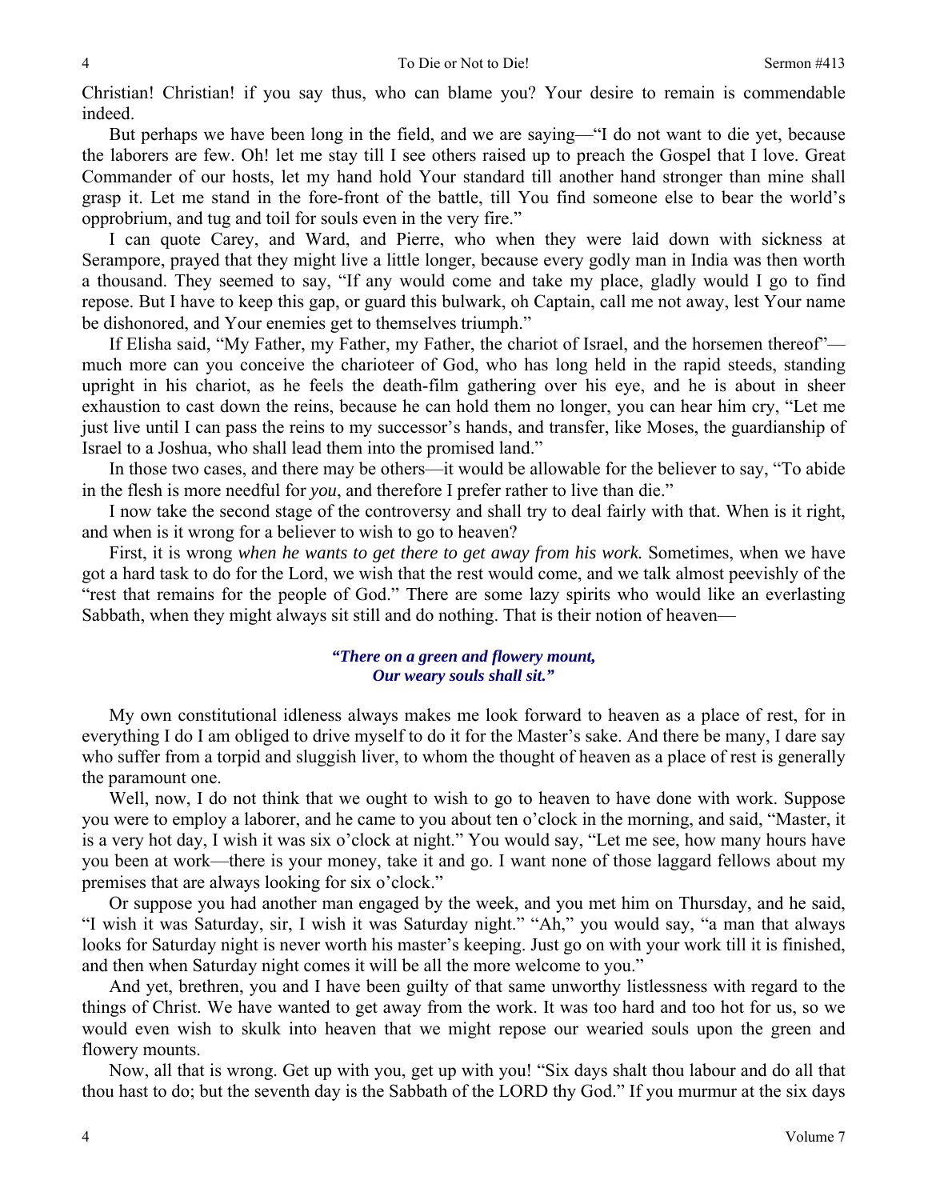Christian! Christian! if you say thus, who can blame you? Your desire to remain is commendable indeed.

But perhaps we have been long in the field, and we are saying—"I do not want to die yet, because the laborers are few. Oh! let me stay till I see others raised up to preach the Gospel that I love. Great Commander of our hosts, let my hand hold Your standard till another hand stronger than mine shall grasp it. Let me stand in the fore-front of the battle, till You find someone else to bear the world's opprobrium, and tug and toil for souls even in the very fire."

I can quote Carey, and Ward, and Pierre, who when they were laid down with sickness at Serampore, prayed that they might live a little longer, because every godly man in India was then worth a thousand. They seemed to say, "If any would come and take my place, gladly would I go to find repose. But I have to keep this gap, or guard this bulwark, oh Captain, call me not away, lest Your name be dishonored, and Your enemies get to themselves triumph."

If Elisha said, "My Father, my Father, my Father, the chariot of Israel, and the horsemen thereof"—much more can you conceive the charioteer of God, who has long held in the rapid steeds, standing upright in his chariot, as he feels the death-film gathering over his eye, and he is about in sheer exhaustion to cast down the reins, because he can hold them no longer, you can hear him cry, "Let me just live until I can pass the reins to my successor's hands, and transfer, like Moses, the guardianship of Israel to a Joshua, who shall lead them into the promised land."

In those two cases, and there may be others—it would be allowable for the believer to say, "To abide in the flesh is more needful for *you*, and therefore I prefer rather to live than die."

I now take the second stage of the controversy and shall try to deal fairly with that. When is it right, and when is it wrong for a believer to wish to go to heaven?

First, it is wrong *when he wants to get there to get away from his work.* Sometimes, when we have got a hard task to do for the Lord, we wish that the rest would come, and we talk almost peevishly of the "rest that remains for the people of God." There are some lazy spirits who would like an everlasting Sabbath, when they might always sit still and do nothing. That is their notion of heaven—

> ***"There on a green and flowery mount,***
> ***Our weary souls shall sit."***

My own constitutional idleness always makes me look forward to heaven as a place of rest, for in everything I do I am obliged to drive myself to do it for the Master's sake. And there be many, I dare say who suffer from a torpid and sluggish liver, to whom the thought of heaven as a place of rest is generally the paramount one.

Well, now, I do not think that we ought to wish to go to heaven to have done with work. Suppose you were to employ a laborer, and he came to you about ten o'clock in the morning, and said, "Master, it is a very hot day, I wish it was six o'clock at night." You would say, "Let me see, how many hours have you been at work—there is your money, take it and go. I want none of those laggard fellows about my premises that are always looking for six o'clock."

Or suppose you had another man engaged by the week, and you met him on Thursday, and he said, "I wish it was Saturday, sir, I wish it was Saturday night." "Ah," you would say, "a man that always looks for Saturday night is never worth his master's keeping. Just go on with your work till it is finished, and then when Saturday night comes it will be all the more welcome to you."

And yet, brethren, you and I have been guilty of that same unworthy listlessness with regard to the things of Christ. We have wanted to get away from the work. It was too hard and too hot for us, so we would even wish to skulk into heaven that we might repose our wearied souls upon the green and flowery mounts.

Now, all that is wrong. Get up with you, get up with you! "Six days shalt thou labour and do all that thou hast to do; but the seventh day is the Sabbath of the LORD thy God." If you murmur at the six days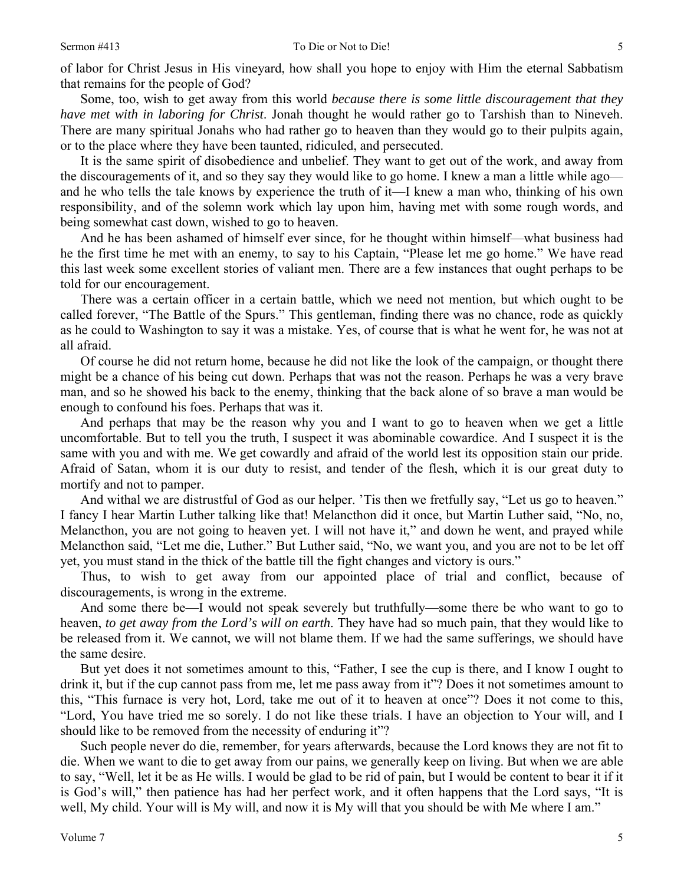of labor for Christ Jesus in His vineyard, how shall you hope to enjoy with Him the eternal Sabbatism that remains for the people of God?

Some, too, wish to get away from this world *because there is some little discouragement that they have met with in laboring for Christ*. Jonah thought he would rather go to Tarshish than to Nineveh. There are many spiritual Jonahs who had rather go to heaven than they would go to their pulpits again, or to the place where they have been taunted, ridiculed, and persecuted.

It is the same spirit of disobedience and unbelief. They want to get out of the work, and away from the discouragements of it, and so they say they would like to go home. I knew a man a little while ago—and he who tells the tale knows by experience the truth of it—I knew a man who, thinking of his own responsibility, and of the solemn work which lay upon him, having met with some rough words, and being somewhat cast down, wished to go to heaven.

And he has been ashamed of himself ever since, for he thought within himself—what business had he the first time he met with an enemy, to say to his Captain, "Please let me go home." We have read this last week some excellent stories of valiant men. There are a few instances that ought perhaps to be told for our encouragement.

There was a certain officer in a certain battle, which we need not mention, but which ought to be called forever, "The Battle of the Spurs." This gentleman, finding there was no chance, rode as quickly as he could to Washington to say it was a mistake. Yes, of course that is what he went for, he was not at all afraid.

Of course he did not return home, because he did not like the look of the campaign, or thought there might be a chance of his being cut down. Perhaps that was not the reason. Perhaps he was a very brave man, and so he showed his back to the enemy, thinking that the back alone of so brave a man would be enough to confound his foes. Perhaps that was it.

And perhaps that may be the reason why you and I want to go to heaven when we get a little uncomfortable. But to tell you the truth, I suspect it was abominable cowardice. And I suspect it is the same with you and with me. We get cowardly and afraid of the world lest its opposition stain our pride. Afraid of Satan, whom it is our duty to resist, and tender of the flesh, which it is our great duty to mortify and not to pamper.

And withal we are distrustful of God as our helper. 'Tis then we fretfully say, "Let us go to heaven." I fancy I hear Martin Luther talking like that! Melancthon did it once, but Martin Luther said, "No, no, Melancthon, you are not going to heaven yet. I will not have it," and down he went, and prayed while Melancthon said, "Let me die, Luther." But Luther said, "No, we want you, and you are not to be let off yet, you must stand in the thick of the battle till the fight changes and victory is ours."

Thus, to wish to get away from our appointed place of trial and conflict, because of discouragements, is wrong in the extreme.

And some there be—I would not speak severely but truthfully—some there be who want to go to heaven, *to get away from the Lord's will on earth*. They have had so much pain, that they would like to be released from it. We cannot, we will not blame them. If we had the same sufferings, we should have the same desire.

But yet does it not sometimes amount to this, "Father, I see the cup is there, and I know I ought to drink it, but if the cup cannot pass from me, let me pass away from it"? Does it not sometimes amount to this, "This furnace is very hot, Lord, take me out of it to heaven at once"? Does it not come to this, "Lord, You have tried me so sorely. I do not like these trials. I have an objection to Your will, and I should like to be removed from the necessity of enduring it"?

Such people never do die, remember, for years afterwards, because the Lord knows they are not fit to die. When we want to die to get away from our pains, we generally keep on living. But when we are able to say, "Well, let it be as He wills. I would be glad to be rid of pain, but I would be content to bear it if it is God's will," then patience has had her perfect work, and it often happens that the Lord says, "It is well, My child. Your will is My will, and now it is My will that you should be with Me where I am."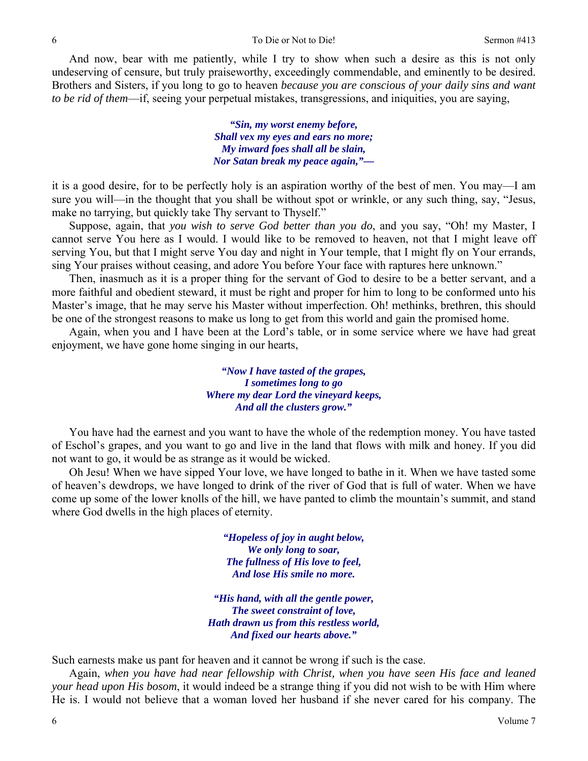And now, bear with me patiently, while I try to show when such a desire as this is not only undeserving of censure, but truly praiseworthy, exceedingly commendable, and eminently to be desired. Brothers and Sisters, if you long to go to heaven *because you are conscious of your daily sins and want to be rid of them*—if, seeing your perpetual mistakes, transgressions, and iniquities, you are saying,

> ***"Sin, my worst enemy before,***
> ***Shall vex my eyes and ears no more;***
> ***My inward foes shall all be slain,***
> ***Nor Satan break my peace again,"—***

it is a good desire, for to be perfectly holy is an aspiration worthy of the best of men. You may—I am sure you will—in the thought that you shall be without spot or wrinkle, or any such thing, say, "Jesus, make no tarrying, but quickly take Thy servant to Thyself."

Suppose, again, that *you wish to serve God better than you do*, and you say, "Oh! my Master, I cannot serve You here as I would. I would like to be removed to heaven, not that I might leave off serving You, but that I might serve You day and night in Your temple, that I might fly on Your errands, sing Your praises without ceasing, and adore You before Your face with raptures here unknown."

Then, inasmuch as it is a proper thing for the servant of God to desire to be a better servant, and a more faithful and obedient steward, it must be right and proper for him to long to be conformed unto his Master's image, that he may serve his Master without imperfection. Oh! methinks, brethren, this should be one of the strongest reasons to make us long to get from this world and gain the promised home.

Again, when you and I have been at the Lord's table, or in some service where we have had great enjoyment, we have gone home singing in our hearts,

> ***"Now I have tasted of the grapes,***
> ***I sometimes long to go***
> ***Where my dear Lord the vineyard keeps,***
> ***And all the clusters grow."***

You have had the earnest and you want to have the whole of the redemption money. You have tasted of Eschol's grapes, and you want to go and live in the land that flows with milk and honey. If you did not want to go, it would be as strange as it would be wicked.

Oh Jesu! When we have sipped Your love, we have longed to bathe in it. When we have tasted some of heaven's dewdrops, we have longed to drink of the river of God that is full of water. When we have come up some of the lower knolls of the hill, we have panted to climb the mountain's summit, and stand where God dwells in the high places of eternity.

> ***"Hopeless of joy in aught below,***
> ***We only long to soar,***
> ***The fullness of His love to feel,***
> ***And lose His smile no more.***
>
> ***"His hand, with all the gentle power,***
> ***The sweet constraint of love,***
> ***Hath drawn us from this restless world,***
> ***And fixed our hearts above."***

Such earnests make us pant for heaven and it cannot be wrong if such is the case.

Again, *when you have had near fellowship with Christ, when you have seen His face and leaned your head upon His bosom*, it would indeed be a strange thing if you did not wish to be with Him where He is. I would not believe that a woman loved her husband if she never cared for his company. The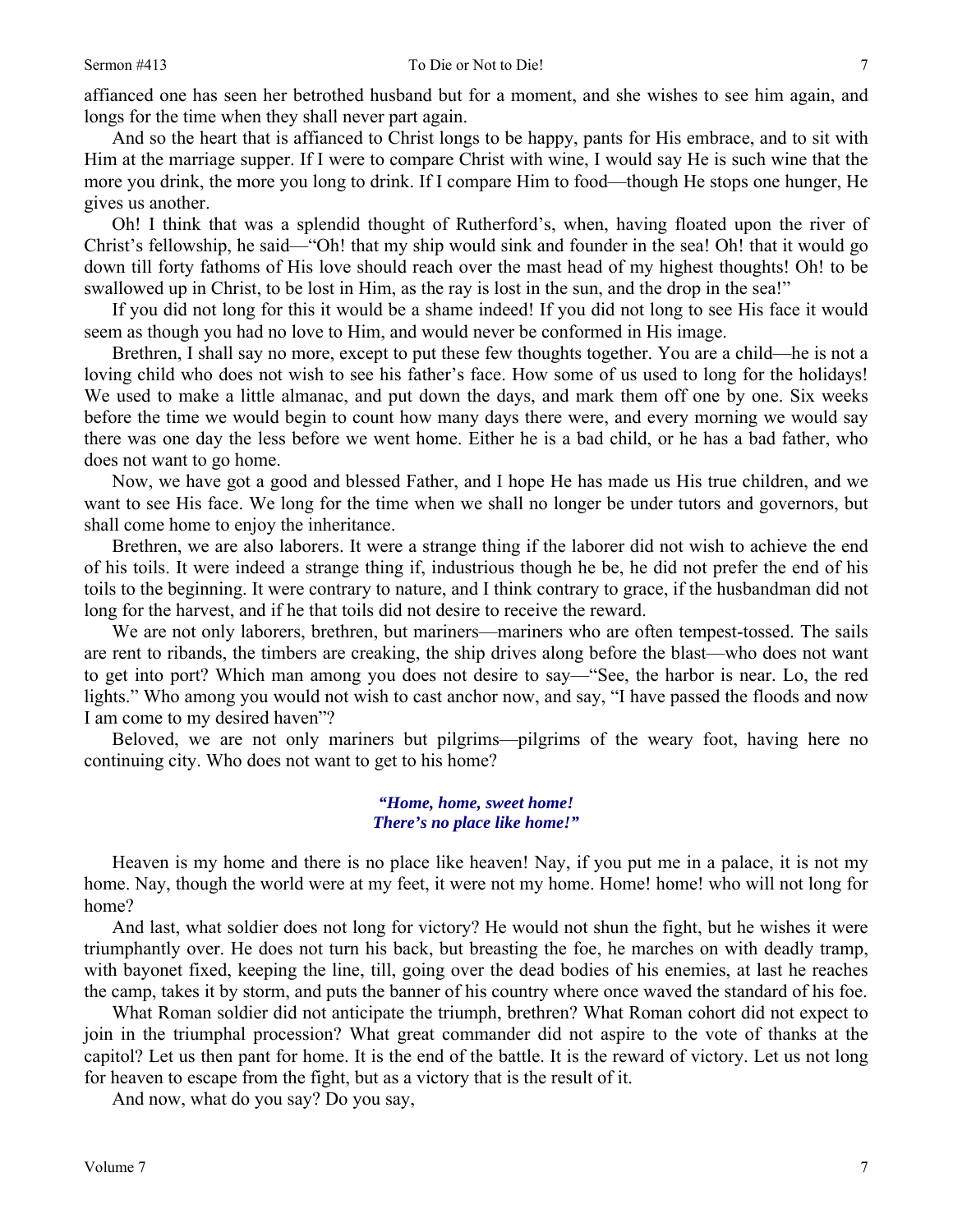affianced one has seen her betrothed husband but for a moment, and she wishes to see him again, and longs for the time when they shall never part again.

And so the heart that is affianced to Christ longs to be happy, pants for His embrace, and to sit with Him at the marriage supper. If I were to compare Christ with wine, I would say He is such wine that the more you drink, the more you long to drink. If I compare Him to food—though He stops one hunger, He gives us another.

Oh! I think that was a splendid thought of Rutherford's, when, having floated upon the river of Christ's fellowship, he said—"Oh! that my ship would sink and founder in the sea! Oh! that it would go down till forty fathoms of His love should reach over the mast head of my highest thoughts! Oh! to be swallowed up in Christ, to be lost in Him, as the ray is lost in the sun, and the drop in the sea!"

If you did not long for this it would be a shame indeed! If you did not long to see His face it would seem as though you had no love to Him, and would never be conformed in His image.

Brethren, I shall say no more, except to put these few thoughts together. You are a child—he is not a loving child who does not wish to see his father's face. How some of us used to long for the holidays! We used to make a little almanac, and put down the days, and mark them off one by one. Six weeks before the time we would begin to count how many days there were, and every morning we would say there was one day the less before we went home. Either he is a bad child, or he has a bad father, who does not want to go home.

Now, we have got a good and blessed Father, and I hope He has made us His true children, and we want to see His face. We long for the time when we shall no longer be under tutors and governors, but shall come home to enjoy the inheritance.

Brethren, we are also laborers. It were a strange thing if the laborer did not wish to achieve the end of his toils. It were indeed a strange thing if, industrious though he be, he did not prefer the end of his toils to the beginning. It were contrary to nature, and I think contrary to grace, if the husbandman did not long for the harvest, and if he that toils did not desire to receive the reward.

We are not only laborers, brethren, but mariners—mariners who are often tempest-tossed. The sails are rent to ribands, the timbers are creaking, the ship drives along before the blast—who does not want to get into port? Which man among you does not desire to say—"See, the harbor is near. Lo, the red lights." Who among you would not wish to cast anchor now, and say, "I have passed the floods and now I am come to my desired haven"?

Beloved, we are not only mariners but pilgrims—pilgrims of the weary foot, having here no continuing city. Who does not want to get to his home?

> ***"Home, home, sweet home!***
> ***There's no place like home!"***

Heaven is my home and there is no place like heaven! Nay, if you put me in a palace, it is not my home. Nay, though the world were at my feet, it were not my home. Home! home! who will not long for home?

And last, what soldier does not long for victory? He would not shun the fight, but he wishes it were triumphantly over. He does not turn his back, but breasting the foe, he marches on with deadly tramp, with bayonet fixed, keeping the line, till, going over the dead bodies of his enemies, at last he reaches the camp, takes it by storm, and puts the banner of his country where once waved the standard of his foe.

What Roman soldier did not anticipate the triumph, brethren? What Roman cohort did not expect to join in the triumphal procession? What great commander did not aspire to the vote of thanks at the capitol? Let us then pant for home. It is the end of the battle. It is the reward of victory. Let us not long for heaven to escape from the fight, but as a victory that is the result of it.

And now, what do you say? Do you say,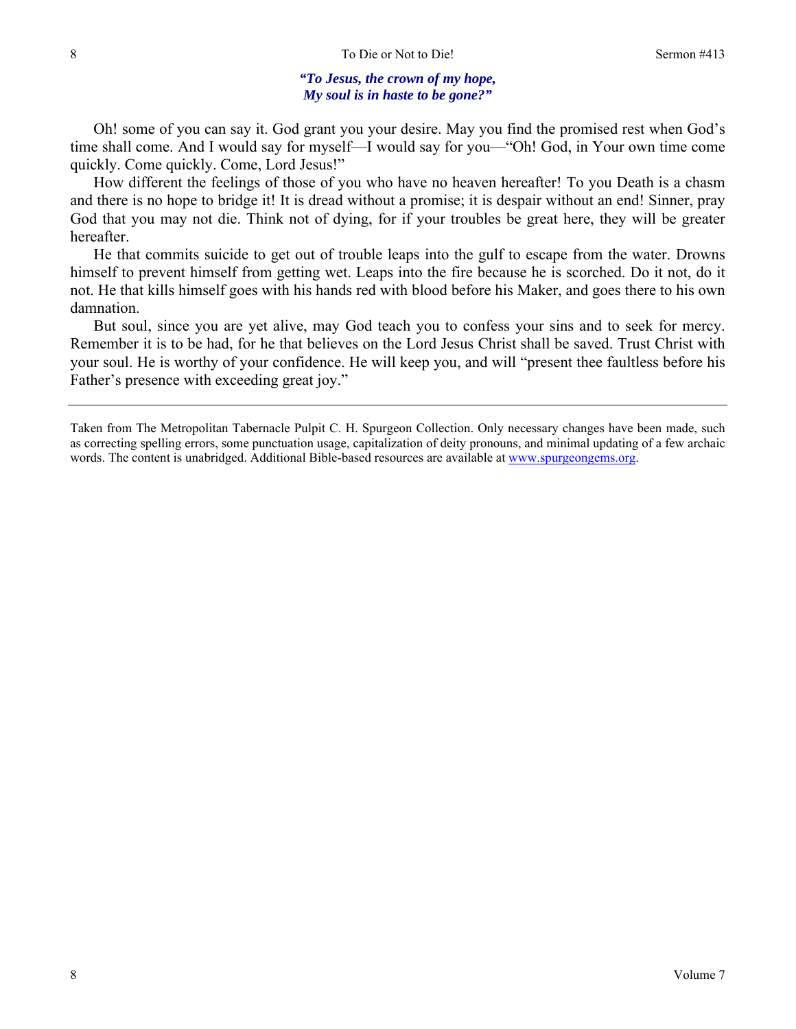***"To Jesus, the crown of my hope,***
***My soul is in haste to be gone?"***

Oh! some of you can say it. God grant you your desire. May you find the promised rest when God's time shall come. And I would say for myself—I would say for you—"Oh! God, in Your own time come quickly. Come quickly. Come, Lord Jesus!"

How different the feelings of those of you who have no heaven hereafter! To you Death is a chasm and there is no hope to bridge it! It is dread without a promise; it is despair without an end! Sinner, pray God that you may not die. Think not of dying, for if your troubles be great here, they will be greater hereafter.

He that commits suicide to get out of trouble leaps into the gulf to escape from the water. Drowns himself to prevent himself from getting wet. Leaps into the fire because he is scorched. Do it not, do it not. He that kills himself goes with his hands red with blood before his Maker, and goes there to his own damnation.

But soul, since you are yet alive, may God teach you to confess your sins and to seek for mercy. Remember it is to be had, for he that believes on the Lord Jesus Christ shall be saved. Trust Christ with your soul. He is worthy of your confidence. He will keep you, and will "present thee faultless before his Father's presence with exceeding great joy."

---

Taken from The Metropolitan Tabernacle Pulpit C. H. Spurgeon Collection. Only necessary changes have been made, such as correcting spelling errors, some punctuation usage, capitalization of deity pronouns, and minimal updating of a few archaic words. The content is unabridged. Additional Bible-based resources are available at www.spurgeongems.org.